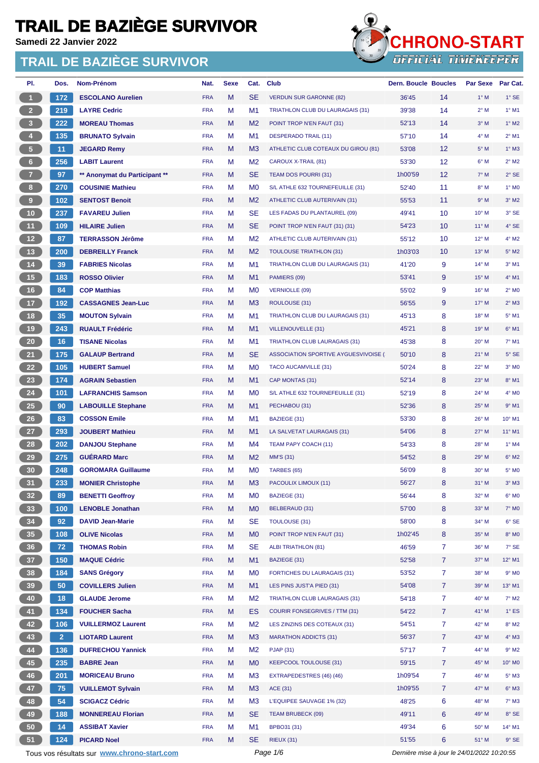# TRAIL DE BAZIÈGE SURVIVOR

**Samedi 22 Janvier 2022**

## TRAIL DE BAZIÈGE SURVIVOR

CHRONO-START
OFFICIAL TIMEKEEPER

| Pl. | Dos. | Nom-Prénom | Nat. | Sexe | Cat. | Club | Dern. Boucle | Boucles | Par Sexe | Par Cat. |
|---|---|---|---|---|---|---|---|---|---|---|
| 1 | 172 | **ESCOLANO Aurelien** | FRA | M | SE | VERDUN SUR GARONNE (82) | 36'45 | 14 | 1° M | 1° SE |
| 2 | 219 | **LAYRE Cedric** | FRA | M | M1 | TRIATHLON CLUB DU LAURAGAIS (31) | 39'38 | 14 | 2° M | 1° M1 |
| 3 | 222 | **MOREAU Thomas** | FRA | M | M2 | POINT TROP N'EN FAUT (31) | 52'13 | 14 | 3° M | 1° M2 |
| 4 | 135 | **BRUNATO Sylvain** | FRA | M | M1 | DESPERADO TRAIL (11) | 57'10 | 14 | 4° M | 2° M1 |
| 5 | 11 | **JEGARD Remy** | FRA | M | M3 | ATHLETIC CLUB COTEAUX DU GIROU (81) | 53'08 | 12 | 5° M | 1° M3 |
| 6 | 256 | **LABIT Laurent** | FRA | M | M2 | CAROUX X-TRAIL (81) | 53'30 | 12 | 6° M | 2° M2 |
| 7 | 97 | **** Anonymat du Participant **** | FRA | M | SE | TEAM DOS POURRI (31) | 1h00'59 | 12 | 7° M | 2° SE |
| 8 | 270 | **COUSINIE Mathieu** | FRA | M | M0 | S/L ATHLE 632 TOURNEFEUILLE (31) | 52'40 | 11 | 8° M | 1° M0 |
| 9 | 102 | **SENTOST Benoit** | FRA | M | M2 | ATHLETIC CLUB AUTERIVAIN (31) | 55'53 | 11 | 9° M | 3° M2 |
| 10 | 237 | **FAVAREU Julien** | FRA | M | SE | LES FADAS DU PLANTAUREL (09) | 49'41 | 10 | 10° M | 3° SE |
| 11 | 109 | **HILAIRE Julien** | FRA | M | SE | POINT TROP N'EN FAUT (31) (31) | 54'23 | 10 | 11° M | 4° SE |
| 12 | 87 | **TERRASSON Jérôme** | FRA | M | M2 | ATHLETIC CLUB AUTERIVAIN (31) | 55'12 | 10 | 12° M | 4° M2 |
| 13 | 200 | **DEBREILLY Franck** | FRA | M | M2 | TOULOUSE TRIATHLON (31) | 1h03'03 | 10 | 13° M | 5° M2 |
| 14 | 39 | **FABRIES Nicolas** | FRA | M | M1 | TRIATHLON CLUB DU LAURAGAIS (31) | 41'20 | 9 | 14° M | 3° M1 |
| 15 | 183 | **ROSSO Olivier** | FRA | M | M1 | PAMIERS (09) | 53'41 | 9 | 15° M | 4° M1 |
| 16 | 84 | **COP Matthias** | FRA | M | M0 | VERNIOLLE (09) | 55'02 | 9 | 16° M | 2° M0 |
| 17 | 192 | **CASSAGNES Jean-Luc** | FRA | M | M3 | ROULOUSE (31) | 56'55 | 9 | 17° M | 2° M3 |
| 18 | 35 | **MOUTON Sylvain** | FRA | M | M1 | TRIATHLON CLUB DU LAURAGAIS (31) | 45'13 | 8 | 18° M | 5° M1 |
| 19 | 243 | **RUAULT Frédéric** | FRA | M | M1 | VILLENOUVELLE (31) | 45'21 | 8 | 19° M | 6° M1 |
| 20 | 16 | **TISANE Nicolas** | FRA | M | M1 | TRIATHLON CLUB LAURAGAIS (31) | 45'38 | 8 | 20° M | 7° M1 |
| 21 | 175 | **GALAUP Bertrand** | FRA | M | SE | ASSOCIATION SPORTIVE AYGUESVIVOISE ( | 50'10 | 8 | 21° M | 5° SE |
| 22 | 105 | **HUBERT Samuel** | FRA | M | M0 | TACO AUCAMVILLE (31) | 50'24 | 8 | 22° M | 3° M0 |
| 23 | 174 | **AGRAIN Sebastien** | FRA | M | M1 | CAP MONTAS (31) | 52'14 | 8 | 23° M | 8° M1 |
| 24 | 101 | **LAFRANCHIS Samson** | FRA | M | M0 | S/L ATHLE 632 TOURNEFEUILLE (31) | 52'19 | 8 | 24° M | 4° M0 |
| 25 | 90 | **LABOUILLE Stephane** | FRA | M | M1 | PECHABOU (31) | 52'36 | 8 | 25° M | 9° M1 |
| 26 | 83 | **COSSON Emile** | FRA | M | M1 | BAZIEGE (31) | 53'30 | 8 | 26° M | 10° M1 |
| 27 | 293 | **JOUBERT Mathieu** | FRA | M | M1 | LA SALVETAT LAURAGAIS (31) | 54'06 | 8 | 27° M | 11° M1 |
| 28 | 202 | **DANJOU Stephane** | FRA | M | M4 | TEAM PAPY COACH (11) | 54'33 | 8 | 28° M | 1° M4 |
| 29 | 275 | **GUÉRARD Marc** | FRA | M | M2 | MM'S (31) | 54'52 | 8 | 29° M | 6° M2 |
| 30 | 248 | **GOROMARA Guillaume** | FRA | M | M0 | TARBES (65) | 56'09 | 8 | 30° M | 5° M0 |
| 31 | 233 | **MONIER Christophe** | FRA | M | M3 | PACOULIX LIMOUX (11) | 56'27 | 8 | 31° M | 3° M3 |
| 32 | 89 | **BENETTI Geoffroy** | FRA | M | M0 | BAZIEGE (31) | 56'44 | 8 | 32° M | 6° M0 |
| 33 | 100 | **LENOBLE Jonathan** | FRA | M | M0 | BELBERAUD (31) | 57'00 | 8 | 33° M | 7° M0 |
| 34 | 92 | **DAVID Jean-Marie** | FRA | M | SE | TOULOUSE (31) | 58'00 | 8 | 34° M | 6° SE |
| 35 | 108 | **OLIVE Nicolas** | FRA | M | M0 | POINT TROP N'EN FAUT (31) | 1h02'45 | 8 | 35° M | 8° M0 |
| 36 | 72 | **THOMAS Robin** | FRA | M | SE | ALBI TRIATHLON (81) | 46'59 | 7 | 36° M | 7° SE |
| 37 | 150 | **MAQUE Cédric** | FRA | M | M1 | BAZIEGE (31) | 52'58 | 7 | 37° M | 12° M1 |
| 38 | 184 | **SANS Grégory** | FRA | M | M0 | FORTICHES DU LAURAGAIS (31) | 53'52 | 7 | 38° M | 9° M0 |
| 39 | 50 | **COVILLERS Julien** | FRA | M | M1 | LES PINS JUST'A PIED (31) | 54'08 | 7 | 39° M | 13° M1 |
| 40 | 18 | **GLAUDE Jerome** | FRA | M | M2 | TRIATHLON CLUB LAURAGAIS (31) | 54'18 | 7 | 40° M | 7° M2 |
| 41 | 134 | **FOUCHER Sacha** | FRA | M | ES | COURIR FONSEGRIVES / TTM (31) | 54'22 | 7 | 41° M | 1° ES |
| 42 | 106 | **VUILLERMOZ Laurent** | FRA | M | M2 | LES ZINZINS DES COTEAUX (31) | 54'51 | 7 | 42° M | 8° M2 |
| 43 | 2 | **LIOTARD Laurent** | FRA | M | M3 | MARATHON ADDICTS (31) | 56'37 | 7 | 43° M | 4° M3 |
| 44 | 136 | **DUFRECHOU Yannick** | FRA | M | M2 | PJAP (31) | 57'17 | 7 | 44° M | 9° M2 |
| 45 | 235 | **BABRE Jean** | FRA | M | M0 | KEEPCOOL TOULOUSE (31) | 59'15 | 7 | 45° M | 10° M0 |
| 46 | 201 | **MORICEAU Bruno** | FRA | M | M3 | EXTRAPEDESTRES (46) (46) | 1h09'54 | 7 | 46° M | 5° M3 |
| 47 | 75 | **VUILLEMOT Sylvain** | FRA | M | M3 | ACE (31) | 1h09'55 | 7 | 47° M | 6° M3 |
| 48 | 54 | **SCIGACZ Cédric** | FRA | M | M3 | L'EQUIPEE SAUVAGE 1% (32) | 48'25 | 6 | 48° M | 7° M3 |
| 49 | 188 | **MONNEREAU Florian** | FRA | M | SE | TEAM BRUBECK (09) | 49'11 | 6 | 49° M | 8° SE |
| 50 | 14 | **ASSIBAT Xavier** | FRA | M | M1 | BPBO31 (31) | 49'34 | 6 | 50° M | 14° M1 |
| 51 | 124 | **PICARD Noel** | FRA | M | SE | RIEUX (31) | 51'55 | 6 | 51° M | 9° SE |

Tous vos résultats sur www.chrono-start.com

*Dernière mise à jour le 24/01/2022 10:20:55*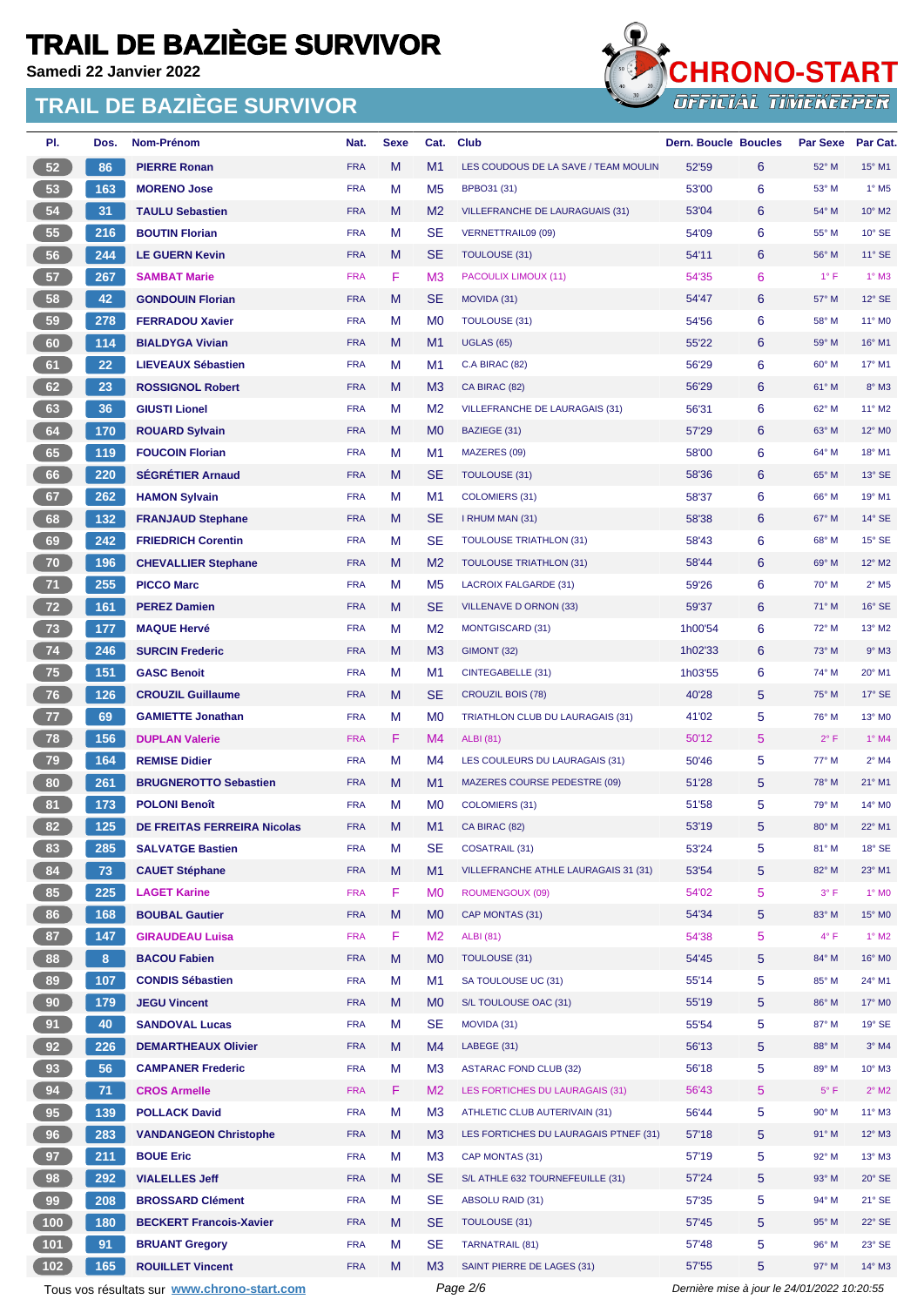# TRAIL DE BAZIÈGE SURVIVOR

**Samedi 22 Janvier 2022**

## TRAIL DE BAZIÈGE SURVIVOR

| Pl. | Dos. | Nom-Prénom | Nat. | Sexe | Cat. | Club | Dern. Boucle | Boucles | Par Sexe | Par Cat. |
|---|---|---|---|---|---|---|---|---|---|---|
| 52 | 86 | PIERRE Ronan | FRA | M | M1 | LES COUDOUS DE LA SAVE / TEAM MOULIN | 52'59 | 6 | 52° M | 15° M1 |
| 53 | 163 | MORENO Jose | FRA | M | M5 | BPBO31 (31) | 53'00 | 6 | 53° M | 1° M5 |
| 54 | 31 | TAULU Sebastien | FRA | M | M2 | VILLEFRANCHE DE LAURAGUAIS (31) | 53'04 | 6 | 54° M | 10° M2 |
| 55 | 216 | BOUTIN Florian | FRA | M | SE | VERNETTRAIL09 (09) | 54'09 | 6 | 55° M | 10° SE |
| 56 | 244 | LE GUERN Kevin | FRA | M | SE | TOULOUSE (31) | 54'11 | 6 | 56° M | 11° SE |
| 57 | 267 | SAMBAT Marie | FRA | F | M3 | PACOULIX LIMOUX (11) | 54'35 | 6 | 1° F | 1° M3 |
| 58 | 42 | GONDOUIN Florian | FRA | M | SE | MOVIDA (31) | 54'47 | 6 | 57° M | 12° SE |
| 59 | 278 | FERRADOU Xavier | FRA | M | M0 | TOULOUSE (31) | 54'56 | 6 | 58° M | 11° M0 |
| 60 | 114 | BIALDYGA Vivian | FRA | M | M1 | UGLAS (65) | 55'22 | 6 | 59° M | 16° M1 |
| 61 | 22 | LIEVEAUX Sébastien | FRA | M | M1 | C.A BIRAC (82) | 56'29 | 6 | 60° M | 17° M1 |
| 62 | 23 | ROSSIGNOL Robert | FRA | M | M3 | CA BIRAC (82) | 56'29 | 6 | 61° M | 8° M3 |
| 63 | 36 | GIUSTI Lionel | FRA | M | M2 | VILLEFRANCHE DE LAURAGAIS (31) | 56'31 | 6 | 62° M | 11° M2 |
| 64 | 170 | ROUARD Sylvain | FRA | M | M0 | BAZIEGE (31) | 57'29 | 6 | 63° M | 12° M0 |
| 65 | 119 | FOUCOIN Florian | FRA | M | M1 | MAZERES (09) | 58'00 | 6 | 64° M | 18° M1 |
| 66 | 220 | SÉGRÉTIER Arnaud | FRA | M | SE | TOULOUSE (31) | 58'36 | 6 | 65° M | 13° SE |
| 67 | 262 | HAMON Sylvain | FRA | M | M1 | COLOMIERS (31) | 58'37 | 6 | 66° M | 19° M1 |
| 68 | 132 | FRANJAUD Stephane | FRA | M | SE | I RHUM MAN (31) | 58'38 | 6 | 67° M | 14° SE |
| 69 | 242 | FRIEDRICH Corentin | FRA | M | SE | TOULOUSE TRIATHLON (31) | 58'43 | 6 | 68° M | 15° SE |
| 70 | 196 | CHEVALLIER Stephane | FRA | M | M2 | TOULOUSE TRIATHLON (31) | 58'44 | 6 | 69° M | 12° M2 |
| 71 | 255 | PICCO Marc | FRA | M | M5 | LACROIX FALGARDE (31) | 59'26 | 6 | 70° M | 2° M5 |
| 72 | 161 | PEREZ Damien | FRA | M | SE | VILLENAVE D ORNON (33) | 59'37 | 6 | 71° M | 16° SE |
| 73 | 177 | MAQUE Hervé | FRA | M | M2 | MONTGISCARD (31) | 1h00'54 | 6 | 72° M | 13° M2 |
| 74 | 246 | SURCIN Frederic | FRA | M | M3 | GIMONT (32) | 1h02'33 | 6 | 73° M | 9° M3 |
| 75 | 151 | GASC Benoit | FRA | M | M1 | CINTEGABELLE (31) | 1h03'55 | 6 | 74° M | 20° M1 |
| 76 | 126 | CROUZIL Guillaume | FRA | M | SE | CROUZIL BOIS (78) | 40'28 | 5 | 75° M | 17° SE |
| 77 | 69 | GAMIETTE Jonathan | FRA | M | M0 | TRIATHLON CLUB DU LAURAGAIS (31) | 41'02 | 5 | 76° M | 13° M0 |
| 78 | 156 | DUPLAN Valerie | FRA | F | M4 | ALBI (81) | 50'12 | 5 | 2° F | 1° M4 |
| 79 | 164 | REMISE Didier | FRA | M | M4 | LES COULEURS DU LAURAGAIS (31) | 50'46 | 5 | 77° M | 2° M4 |
| 80 | 261 | BRUGNEROTTO Sebastien | FRA | M | M1 | MAZERES COURSE PEDESTRE (09) | 51'28 | 5 | 78° M | 21° M1 |
| 81 | 173 | POLONI Benoît | FRA | M | M0 | COLOMIERS (31) | 51'58 | 5 | 79° M | 14° M0 |
| 82 | 125 | DE FREITAS FERREIRA Nicolas | FRA | M | M1 | CA BIRAC (82) | 53'19 | 5 | 80° M | 22° M1 |
| 83 | 285 | SALVATGE Bastien | FRA | M | SE | COSATRAIL (31) | 53'24 | 5 | 81° M | 18° SE |
| 84 | 73 | CAUET Stéphane | FRA | M | M1 | VILLEFRANCHE ATHLE LAURAGAIS 31 (31) | 53'54 | 5 | 82° M | 23° M1 |
| 85 | 225 | LAGET Karine | FRA | F | M0 | ROUMENGOUX (09) | 54'02 | 5 | 3° F | 1° M0 |
| 86 | 168 | BOUBAL Gautier | FRA | M | M0 | CAP MONTAS (31) | 54'34 | 5 | 83° M | 15° M0 |
| 87 | 147 | GIRAUDEAU Luisa | FRA | F | M2 | ALBI (81) | 54'38 | 5 | 4° F | 1° M2 |
| 88 | 8 | BACOU Fabien | FRA | M | M0 | TOULOUSE (31) | 54'45 | 5 | 84° M | 16° M0 |
| 89 | 107 | CONDIS Sébastien | FRA | M | M1 | SA TOULOUSE UC (31) | 55'14 | 5 | 85° M | 24° M1 |
| 90 | 179 | JEGU Vincent | FRA | M | M0 | S/L TOULOUSE OAC (31) | 55'19 | 5 | 86° M | 17° M0 |
| 91 | 40 | SANDOVAL Lucas | FRA | M | SE | MOVIDA (31) | 55'54 | 5 | 87° M | 19° SE |
| 92 | 226 | DEMARTHEAUX Olivier | FRA | M | M4 | LABEGE (31) | 56'13 | 5 | 88° M | 3° M4 |
| 93 | 56 | CAMPANER Frederic | FRA | M | M3 | ASTARAC FOND CLUB (32) | 56'18 | 5 | 89° M | 10° M3 |
| 94 | 71 | CROS Armelle | FRA | F | M2 | LES FORTICHES DU LAURAGAIS (31) | 56'43 | 5 | 5° F | 2° M2 |
| 95 | 139 | POLLACK David | FRA | M | M3 | ATHLETIC CLUB AUTERIVAIN (31) | 56'44 | 5 | 90° M | 11° M3 |
| 96 | 283 | VANDANGEON Christophe | FRA | M | M3 | LES FORTICHES DU LAURAGAIS PTNEF (31) | 57'18 | 5 | 91° M | 12° M3 |
| 97 | 211 | BOUE Eric | FRA | M | M3 | CAP MONTAS (31) | 57'19 | 5 | 92° M | 13° M3 |
| 98 | 292 | VIALELLES Jeff | FRA | M | SE | S/L ATHLE 632 TOURNEFEUILLE (31) | 57'24 | 5 | 93° M | 20° SE |
| 99 | 208 | BROSSARD Clément | FRA | M | SE | ABSOLU RAID (31) | 57'35 | 5 | 94° M | 21° SE |
| 100 | 180 | BECKERT Francois-Xavier | FRA | M | SE | TOULOUSE (31) | 57'45 | 5 | 95° M | 22° SE |
| 101 | 91 | BRUANT Gregory | FRA | M | SE | TARNATRAIL (81) | 57'48 | 5 | 96° M | 23° SE |
| 102 | 165 | ROUILLET Vincent | FRA | M | M3 | SAINT PIERRE DE LAGES (31) | 57'55 | 5 | 97° M | 14° M3 |

Tous vos résultats sur www.chrono-start.com — Dernière mise à jour le 24/01/2022 10:20:55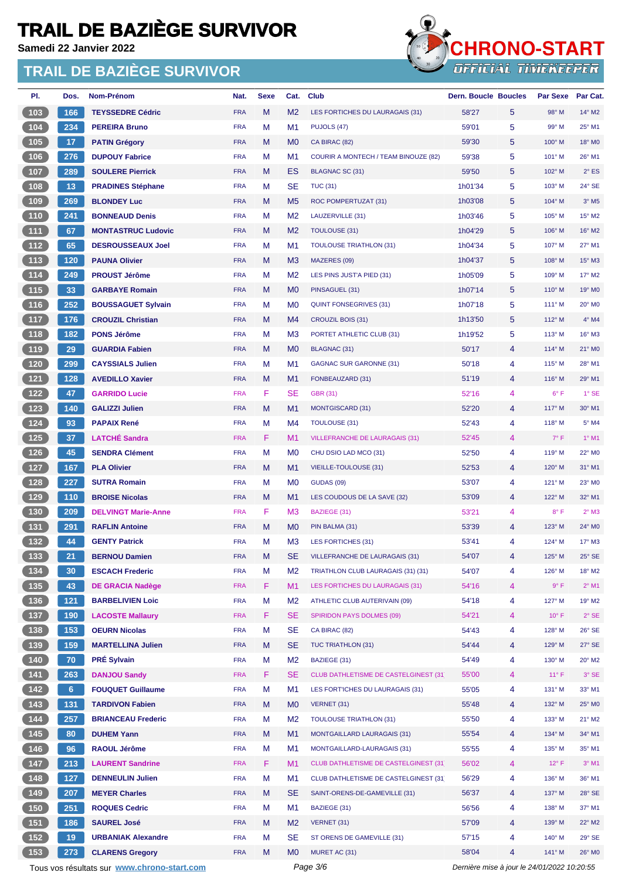# TRAIL DE BAZIÈGE SURVIVOR

**Samedi 22 Janvier 2022**

## TRAIL DE BAZIÈGE SURVIVOR

| Pl. | Dos. | Nom-Prénom | Nat. | Sexe | Cat. | Club | Dern. Boucle | Boucles | Par Sexe | Par Cat. |
|---|---|---|---|---|---|---|---|---|---|---|
| 103 | 166 | TEYSSEDRE Cédric | FRA | M | M2 | LES FORTICHES DU LAURAGAIS (31) | 58'27 | 5 | 98° M | 14° M2 |
| 104 | 234 | PEREIRA Bruno | FRA | M | M1 | PUJOLS (47) | 59'01 | 5 | 99° M | 25° M1 |
| 105 | 17 | PATIN Grégory | FRA | M | M0 | CA BIRAC (82) | 59'30 | 5 | 100° M | 18° M0 |
| 106 | 276 | DUPOUY Fabrice | FRA | M | M1 | COURIR A MONTECH / TEAM BINOUZE (82) | 59'38 | 5 | 101° M | 26° M1 |
| 107 | 289 | SOULERE Pierrick | FRA | M | ES | BLAGNAC SC (31) | 59'50 | 5 | 102° M | 2° ES |
| 108 | 13 | PRADINES Stéphane | FRA | M | SE | TUC (31) | 1h01'34 | 5 | 103° M | 24° SE |
| 109 | 269 | BLONDEY Luc | FRA | M | M5 | ROC POMPERTUZAT (31) | 1h03'08 | 5 | 104° M | 3° M5 |
| 110 | 241 | BONNEAUD Denis | FRA | M | M2 | LAUZERVILLE (31) | 1h03'46 | 5 | 105° M | 15° M2 |
| 111 | 67 | MONTASTRUC Ludovic | FRA | M | M2 | TOULOUSE (31) | 1h04'29 | 5 | 106° M | 16° M2 |
| 112 | 65 | DESROUSSEAUX Joel | FRA | M | M1 | TOULOUSE TRIATHLON (31) | 1h04'34 | 5 | 107° M | 27° M1 |
| 113 | 120 | PAUNA Olivier | FRA | M | M3 | MAZERES (09) | 1h04'37 | 5 | 108° M | 15° M3 |
| 114 | 249 | PROUST Jérôme | FRA | M | M2 | LES PINS JUST'A PIED (31) | 1h05'09 | 5 | 109° M | 17° M2 |
| 115 | 33 | GARBAYE Romain | FRA | M | M0 | PINSAGUEL (31) | 1h07'14 | 5 | 110° M | 19° M0 |
| 116 | 252 | BOUSSAGUET Sylvain | FRA | M | M0 | QUINT FONSEGRIVES (31) | 1h07'18 | 5 | 111° M | 20° M0 |
| 117 | 176 | CROUZIL Christian | FRA | M | M4 | CROUZIL BOIS (31) | 1h13'50 | 5 | 112° M | 4° M4 |
| 118 | 182 | PONS Jérôme | FRA | M | M3 | PORTET ATHLETIC CLUB (31) | 1h19'52 | 5 | 113° M | 16° M3 |
| 119 | 29 | GUARDIA Fabien | FRA | M | M0 | BLAGNAC (31) | 50'17 | 4 | 114° M | 21° M0 |
| 120 | 299 | CAYSSIALS Julien | FRA | M | M1 | GAGNAC SUR GARONNE (31) | 50'18 | 4 | 115° M | 28° M1 |
| 121 | 128 | AVEDILLO Xavier | FRA | M | M1 | FONBEAUZARD (31) | 51'19 | 4 | 116° M | 29° M1 |
| 122 | 47 | GARRIDO Lucie | FRA | F | SE | GBR (31) | 52'16 | 4 | 6° F | 1° SE |
| 123 | 140 | GALIZZI Julien | FRA | M | M1 | MONTGISCARD (31) | 52'20 | 4 | 117° M | 30° M1 |
| 124 | 93 | PAPAIX René | FRA | M | M4 | TOULOUSE (31) | 52'43 | 4 | 118° M | 5° M4 |
| 125 | 37 | LATCHÉ Sandra | FRA | F | M1 | VILLEFRANCHE DE LAURAGAIS (31) | 52'45 | 4 | 7° F | 1° M1 |
| 126 | 45 | SENDRA Clément | FRA | M | M0 | CHU DSIO LAD MCO (31) | 52'50 | 4 | 119° M | 22° M0 |
| 127 | 167 | PLA Olivier | FRA | M | M1 | VIEILLE-TOULOUSE (31) | 52'53 | 4 | 120° M | 31° M1 |
| 128 | 227 | SUTRA Romain | FRA | M | M0 | GUDAS (09) | 53'07 | 4 | 121° M | 23° M0 |
| 129 | 110 | BROISE Nicolas | FRA | M | M1 | LES COUDOUS DE LA SAVE (32) | 53'09 | 4 | 122° M | 32° M1 |
| 130 | 209 | DELVINGT Marie-Anne | FRA | F | M3 | BAZIEGE (31) | 53'21 | 4 | 8° F | 2° M3 |
| 131 | 291 | RAFLIN Antoine | FRA | M | M0 | PIN BALMA (31) | 53'39 | 4 | 123° M | 24° M0 |
| 132 | 44 | GENTY Patrick | FRA | M | M3 | LES FORTICHES (31) | 53'41 | 4 | 124° M | 17° M3 |
| 133 | 21 | BERNOU Damien | FRA | M | SE | VILLEFRANCHE DE LAURAGAIS (31) | 54'07 | 4 | 125° M | 25° SE |
| 134 | 30 | ESCACH Frederic | FRA | M | M2 | TRIATHLON CLUB LAURAGAIS (31) (31) | 54'07 | 4 | 126° M | 18° M2 |
| 135 | 43 | DE GRACIA Nadège | FRA | F | M1 | LES FORTICHES DU LAURAGAIS (31) | 54'16 | 4 | 9° F | 2° M1 |
| 136 | 121 | BARBELIVIEN Loic | FRA | M | M2 | ATHLETIC CLUB AUTERIVAIN (09) | 54'18 | 4 | 127° M | 19° M2 |
| 137 | 190 | LACOSTE Mallaury | FRA | F | SE | SPIRIDON PAYS DOLMES (09) | 54'21 | 4 | 10° F | 2° SE |
| 138 | 153 | OEURN Nicolas | FRA | M | SE | CA BIRAC (82) | 54'43 | 4 | 128° M | 26° SE |
| 139 | 159 | MARTELLINA Julien | FRA | M | SE | TUC TRIATHLON (31) | 54'44 | 4 | 129° M | 27° SE |
| 140 | 70 | PRÉ Sylvain | FRA | M | M2 | BAZIEGE (31) | 54'49 | 4 | 130° M | 20° M2 |
| 141 | 263 | DANJOU Sandy | FRA | F | SE | CLUB DATHLETISME DE CASTELGINEST (31 | 55'00 | 4 | 11° F | 3° SE |
| 142 | 6 | FOUQUET Guillaume | FRA | M | M1 | LES FORT'ICHES DU LAURAGAIS (31) | 55'05 | 4 | 131° M | 33° M1 |
| 143 | 131 | TARDIVON Fabien | FRA | M | M0 | VERNET (31) | 55'48 | 4 | 132° M | 25° M0 |
| 144 | 257 | BRIANCEAU Frederic | FRA | M | M2 | TOULOUSE TRIATHLON (31) | 55'50 | 4 | 133° M | 21° M2 |
| 145 | 80 | DUHEM Yann | FRA | M | M1 | MONTGAILLARD LAURAGAIS (31) | 55'54 | 4 | 134° M | 34° M1 |
| 146 | 96 | RAOUL Jérôme | FRA | M | M1 | MONTGAILLARD-LAURAGAIS (31) | 55'55 | 4 | 135° M | 35° M1 |
| 147 | 213 | LAURENT Sandrine | FRA | F | M1 | CLUB DATHLETISME DE CASTELGINEST (31 | 56'02 | 4 | 12° F | 3° M1 |
| 148 | 127 | DENNEULIN Julien | FRA | M | M1 | CLUB DATHLETISME DE CASTELGINEST (31 | 56'29 | 4 | 136° M | 36° M1 |
| 149 | 207 | MEYER Charles | FRA | M | SE | SAINT-ORENS-DE-GAMEVILLE (31) | 56'37 | 4 | 137° M | 28° SE |
| 150 | 251 | ROQUES Cedric | FRA | M | M1 | BAZIEGE (31) | 56'56 | 4 | 138° M | 37° M1 |
| 151 | 186 | SAUREL José | FRA | M | M2 | VERNET (31) | 57'09 | 4 | 139° M | 22° M2 |
| 152 | 19 | URBANIAK Alexandre | FRA | M | SE | ST ORENS DE GAMEVILLE (31) | 57'15 | 4 | 140° M | 29° SE |
| 153 | 273 | CLARENS Gregory | FRA | M | M0 | MURET AC (31) | 58'04 | 4 | 141° M | 26° M0 |

Tous vos résultats sur www.chrono-start.com — Dernière mise à jour le 24/01/2022 10:20:55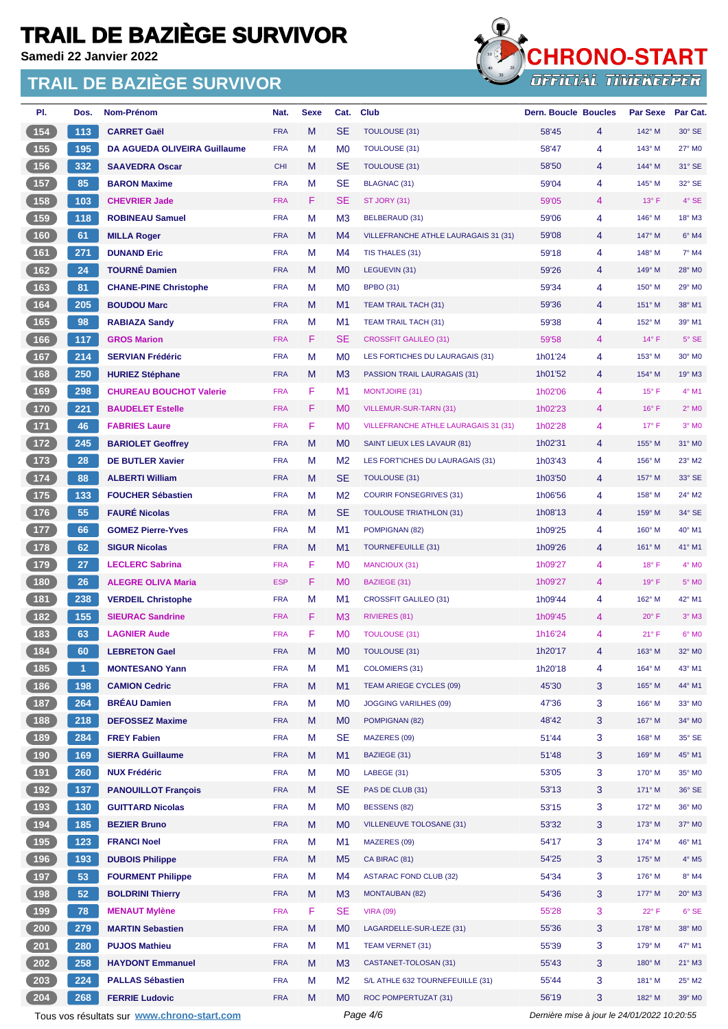# TRAIL DE BAZIÈGE SURVIVOR

**Samedi 22 Janvier 2022**

## TRAIL DE BAZIÈGE SURVIVOR

CHRONO-START — OFFICIAL TIMEKEEPER

| Pl. | Dos. | Nom-Prénom | Nat. | Sexe | Cat. | Club | Dern. Boucle | Boucles | Par Sexe | Par Cat. |
|---|---|---|---|---|---|---|---|---|---|---|
| 154 | 113 | CARRET Gaël | FRA | M | SE | TOULOUSE (31) | 58'45 | 4 | 142° M | 30° SE |
| 155 | 195 | DA AGUEDA OLIVEIRA Guillaume | FRA | M | M0 | TOULOUSE (31) | 58'47 | 4 | 143° M | 27° M0 |
| 156 | 332 | SAAVEDRA Oscar | CHI | M | SE | TOULOUSE (31) | 58'50 | 4 | 144° M | 31° SE |
| 157 | 85 | BARON Maxime | FRA | M | SE | BLAGNAC (31) | 59'04 | 4 | 145° M | 32° SE |
| 158 | 103 | CHEVRIER Jade | FRA | F | SE | ST JORY (31) | 59'05 | 4 | 13° F | 4° SE |
| 159 | 118 | ROBINEAU Samuel | FRA | M | M3 | BELBERAUD (31) | 59'06 | 4 | 146° M | 18° M3 |
| 160 | 61 | MILLA Roger | FRA | M | M4 | VILLEFRANCHE ATHLE LAURAGAIS 31 (31) | 59'08 | 4 | 147° M | 6° M4 |
| 161 | 271 | DUNAND Eric | FRA | M | M4 | TIS THALES (31) | 59'18 | 4 | 148° M | 7° M4 |
| 162 | 24 | TOURNÉ Damien | FRA | M | M0 | LEGUEVIN (31) | 59'26 | 4 | 149° M | 28° M0 |
| 163 | 81 | CHANE-PINE Christophe | FRA | M | M0 | BPBO (31) | 59'34 | 4 | 150° M | 29° M0 |
| 164 | 205 | BOUDOU Marc | FRA | M | M1 | TEAM TRAIL TACH (31) | 59'36 | 4 | 151° M | 38° M1 |
| 165 | 98 | RABIAZA Sandy | FRA | M | M1 | TEAM TRAIL TACH (31) | 59'38 | 4 | 152° M | 39° M1 |
| 166 | 117 | GROS Marion | FRA | F | SE | CROSSFIT GALILEO (31) | 59'58 | 4 | 14° F | 5° SE |
| 167 | 214 | SERVIAN Frédéric | FRA | M | M0 | LES FORTICHES DU LAURAGAIS (31) | 1h01'24 | 4 | 153° M | 30° M0 |
| 168 | 250 | HURIEZ Stéphane | FRA | M | M3 | PASSION TRAIL LAURAGAIS (31) | 1h01'52 | 4 | 154° M | 19° M3 |
| 169 | 298 | CHUREAU BOUCHOT Valerie | FRA | F | M1 | MONTJOIRE (31) | 1h02'06 | 4 | 15° F | 4° M1 |
| 170 | 221 | BAUDELET Estelle | FRA | F | M0 | VILLEMUR-SUR-TARN (31) | 1h02'23 | 4 | 16° F | 2° M0 |
| 171 | 46 | FABRIES Laure | FRA | F | M0 | VILLEFRANCHE ATHLE LAURAGAIS 31 (31) | 1h02'28 | 4 | 17° F | 3° M0 |
| 172 | 245 | BARIOLET Geoffrey | FRA | M | M0 | SAINT LIEUX LES LAVAUR (81) | 1h02'31 | 4 | 155° M | 31° M0 |
| 173 | 28 | DE BUTLER Xavier | FRA | M | M2 | LES FORT'ICHES DU LAURAGAIS (31) | 1h03'43 | 4 | 156° M | 23° M2 |
| 174 | 88 | ALBERTI William | FRA | M | SE | TOULOUSE (31) | 1h03'50 | 4 | 157° M | 33° SE |
| 175 | 133 | FOUCHER Sébastien | FRA | M | M2 | COURIR FONSEGRIVES (31) | 1h06'56 | 4 | 158° M | 24° M2 |
| 176 | 55 | FAURÉ Nicolas | FRA | M | SE | TOULOUSE TRIATHLON (31) | 1h08'13 | 4 | 159° M | 34° SE |
| 177 | 66 | GOMEZ Pierre-Yves | FRA | M | M1 | POMPIGNAN (82) | 1h09'25 | 4 | 160° M | 40° M1 |
| 178 | 62 | SIGUR Nicolas | FRA | M | M1 | TOURNEFEUILLE (31) | 1h09'26 | 4 | 161° M | 41° M1 |
| 179 | 27 | LECLERC Sabrina | FRA | F | M0 | MANCIOUX (31) | 1h09'27 | 4 | 18° F | 4° M0 |
| 180 | 26 | ALEGRE OLIVA Maria | ESP | F | M0 | BAZIEGE (31) | 1h09'27 | 4 | 19° F | 5° M0 |
| 181 | 238 | VERDEIL Christophe | FRA | M | M1 | CROSSFIT GALILEO (31) | 1h09'44 | 4 | 162° M | 42° M1 |
| 182 | 155 | SIEURAC Sandrine | FRA | F | M3 | RIVIERES (81) | 1h09'45 | 4 | 20° F | 3° M3 |
| 183 | 63 | LAGNIER Aude | FRA | F | M0 | TOULOUSE (31) | 1h16'24 | 4 | 21° F | 6° M0 |
| 184 | 60 | LEBRETON Gael | FRA | M | M0 | TOULOUSE (31) | 1h20'17 | 4 | 163° M | 32° M0 |
| 185 | 1 | MONTESANO Yann | FRA | M | M1 | COLOMIERS (31) | 1h20'18 | 4 | 164° M | 43° M1 |
| 186 | 198 | CAMION Cedric | FRA | M | M1 | TEAM ARIEGE CYCLES (09) | 45'30 | 3 | 165° M | 44° M1 |
| 187 | 264 | BRÉAU Damien | FRA | M | M0 | JOGGING VARILHES (09) | 47'36 | 3 | 166° M | 33° M0 |
| 188 | 218 | DEFOSSEZ Maxime | FRA | M | M0 | POMPIGNAN (82) | 48'42 | 3 | 167° M | 34° M0 |
| 189 | 284 | FREY Fabien | FRA | M | SE | MAZERES (09) | 51'44 | 3 | 168° M | 35° SE |
| 190 | 169 | SIERRA Guillaume | FRA | M | M1 | BAZIEGE (31) | 51'48 | 3 | 169° M | 45° M1 |
| 191 | 260 | NUX Frédéric | FRA | M | M0 | LABEGE (31) | 53'05 | 3 | 170° M | 35° M0 |
| 192 | 137 | PANOUILLOT François | FRA | M | SE | PAS DE CLUB (31) | 53'13 | 3 | 171° M | 36° SE |
| 193 | 130 | GUITTARD Nicolas | FRA | M | M0 | BESSENS (82) | 53'15 | 3 | 172° M | 36° M0 |
| 194 | 185 | BEZIER Bruno | FRA | M | M0 | VILLENEUVE TOLOSANE (31) | 53'32 | 3 | 173° M | 37° M0 |
| 195 | 123 | FRANCI Noel | FRA | M | M1 | MAZERES (09) | 54'17 | 3 | 174° M | 46° M1 |
| 196 | 193 | DUBOIS Philippe | FRA | M | M5 | CA BIRAC (81) | 54'25 | 3 | 175° M | 4° M5 |
| 197 | 53 | FOURMENT Philippe | FRA | M | M4 | ASTARAC FOND CLUB (32) | 54'34 | 3 | 176° M | 8° M4 |
| 198 | 52 | BOLDRINI Thierry | FRA | M | M3 | MONTAUBAN (82) | 54'36 | 3 | 177° M | 20° M3 |
| 199 | 78 | MENAUT Mylène | FRA | F | SE | VIRA (09) | 55'28 | 3 | 22° F | 6° SE |
| 200 | 279 | MARTIN Sebastien | FRA | M | M0 | LAGARDELLE-SUR-LEZE (31) | 55'36 | 3 | 178° M | 38° M0 |
| 201 | 280 | PUJOS Mathieu | FRA | M | M1 | TEAM VERNET (31) | 55'39 | 3 | 179° M | 47° M1 |
| 202 | 258 | HAYDONT Emmanuel | FRA | M | M3 | CASTANET-TOLOSAN (31) | 55'43 | 3 | 180° M | 21° M3 |
| 203 | 224 | PALLAS Sébastien | FRA | M | M2 | S/L ATHLE 632 TOURNEFEUILLE (31) | 55'44 | 3 | 181° M | 25° M2 |
| 204 | 268 | FERRIE Ludovic | FRA | M | M0 | ROC POMPERTUZAT (31) | 56'19 | 3 | 182° M | 39° M0 |

Tous vos résultats sur www.chrono-start.com — Dernière mise à jour le 24/01/2022 10:20:55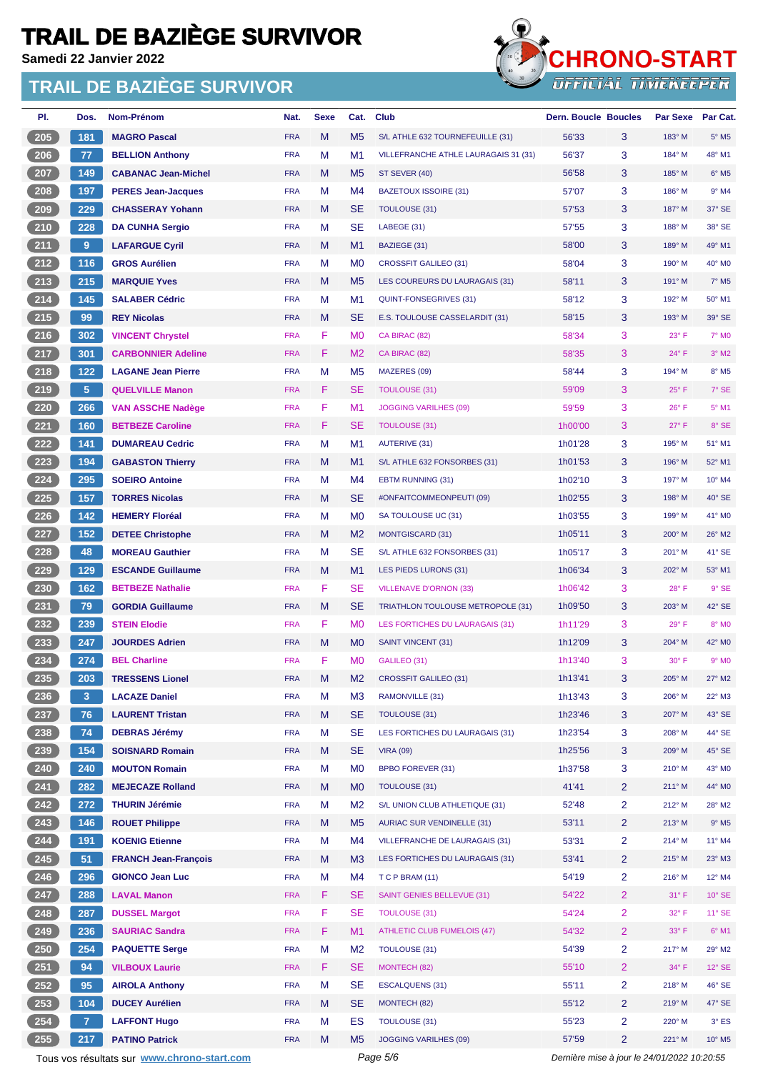# TRAIL DE BAZIÈGE SURVIVOR

**Samedi 22 Janvier 2022**

## TRAIL DE BAZIÈGE SURVIVOR

CHRONO-START OFFICIAL TIMEKEEPER

| Pl. | Dos. | Nom-Prénom | Nat. | Sexe | Cat. | Club | Dern. Boucle | Boucles | Par Sexe | Par Cat. |
|---|---|---|---|---|---|---|---|---|---|---|
| 205 | 181 | MAGRO Pascal | FRA | M | M5 | S/L ATHLE 632 TOURNEFEUILLE (31) | 56'33 | 3 | 183° M | 5° M5 |
| 206 | 77 | BELLION Anthony | FRA | M | M1 | VILLEFRANCHE ATHLE LAURAGAIS 31 (31) | 56'37 | 3 | 184° M | 48° M1 |
| 207 | 149 | CABANAC Jean-Michel | FRA | M | M5 | ST SEVER (40) | 56'58 | 3 | 185° M | 6° M5 |
| 208 | 197 | PERES Jean-Jacques | FRA | M | M4 | BAZETOUX ISSOIRE (31) | 57'07 | 3 | 186° M | 9° M4 |
| 209 | 229 | CHASSERAY Yohann | FRA | M | SE | TOULOUSE (31) | 57'53 | 3 | 187° M | 37° SE |
| 210 | 228 | DA CUNHA Sergio | FRA | M | SE | LABEGE (31) | 57'55 | 3 | 188° M | 38° SE |
| 211 | 9 | LAFARGUE Cyril | FRA | M | M1 | BAZIEGE (31) | 58'00 | 3 | 189° M | 49° M1 |
| 212 | 116 | GROS Aurélien | FRA | M | M0 | CROSSFIT GALILEO (31) | 58'04 | 3 | 190° M | 40° M0 |
| 213 | 215 | MARQUIE Yves | FRA | M | M5 | LES COUREURS DU LAURAGAIS (31) | 58'11 | 3 | 191° M | 7° M5 |
| 214 | 145 | SALABER Cédric | FRA | M | M1 | QUINT-FONSEGRIVES (31) | 58'12 | 3 | 192° M | 50° M1 |
| 215 | 99 | REY Nicolas | FRA | M | SE | E.S. TOULOUSE CASSELARDIT (31) | 58'15 | 3 | 193° M | 39° SE |
| 216 | 302 | VINCENT Chrystel | FRA | F | M0 | CA BIRAC (82) | 58'34 | 3 | 23° F | 7° M0 |
| 217 | 301 | CARBONNIER Adeline | FRA | F | M2 | CA BIRAC (82) | 58'35 | 3 | 24° F | 3° M2 |
| 218 | 122 | LAGANE Jean Pierre | FRA | M | M5 | MAZERES (09) | 58'44 | 3 | 194° M | 8° M5 |
| 219 | 5 | QUELVILLE Manon | FRA | F | SE | TOULOUSE (31) | 59'09 | 3 | 25° F | 7° SE |
| 220 | 266 | VAN ASSCHE Nadège | FRA | F | M1 | JOGGING VARILHES (09) | 59'59 | 3 | 26° F | 5° M1 |
| 221 | 160 | BETBEZE Caroline | FRA | F | SE | TOULOUSE (31) | 1h00'00 | 3 | 27° F | 8° SE |
| 222 | 141 | DUMAREAU Cedric | FRA | M | M1 | AUTERIVE (31) | 1h01'28 | 3 | 195° M | 51° M1 |
| 223 | 194 | GABASTON Thierry | FRA | M | M1 | S/L ATHLE 632 FONSORBES (31) | 1h01'53 | 3 | 196° M | 52° M1 |
| 224 | 295 | SOEIRO Antoine | FRA | M | M4 | EBTM RUNNING (31) | 1h02'10 | 3 | 197° M | 10° M4 |
| 225 | 157 | TORRES Nicolas | FRA | M | SE | #ONFAITCOMMEONPEUT! (09) | 1h02'55 | 3 | 198° M | 40° SE |
| 226 | 142 | HEMERY Floréal | FRA | M | M0 | SA TOULOUSE UC (31) | 1h03'55 | 3 | 199° M | 41° M0 |
| 227 | 152 | DETEE Christophe | FRA | M | M2 | MONTGISCARD (31) | 1h05'11 | 3 | 200° M | 26° M2 |
| 228 | 48 | MOREAU Gauthier | FRA | M | SE | S/L ATHLE 632 FONSORBES (31) | 1h05'17 | 3 | 201° M | 41° SE |
| 229 | 129 | ESCANDE Guillaume | FRA | M | M1 | LES PIEDS LURONS (31) | 1h06'34 | 3 | 202° M | 53° M1 |
| 230 | 162 | BETBEZE Nathalie | FRA | F | SE | VILLENAVE D'ORNON (33) | 1h06'42 | 3 | 28° F | 9° SE |
| 231 | 79 | GORDIA Guillaume | FRA | M | SE | TRIATHLON TOULOUSE METROPOLE (31) | 1h09'50 | 3 | 203° M | 42° SE |
| 232 | 239 | STEIN Elodie | FRA | F | M0 | LES FORTICHES DU LAURAGAIS (31) | 1h11'29 | 3 | 29° F | 8° M0 |
| 233 | 247 | JOURDES Adrien | FRA | M | M0 | SAINT VINCENT (31) | 1h12'09 | 3 | 204° M | 42° M0 |
| 234 | 274 | BEL Charline | FRA | F | M0 | GALILEO (31) | 1h13'40 | 3 | 30° F | 9° M0 |
| 235 | 203 | TRESSENS Lionel | FRA | M | M2 | CROSSFIT GALILEO (31) | 1h13'41 | 3 | 205° M | 27° M2 |
| 236 | 3 | LACAZE Daniel | FRA | M | M3 | RAMONVILLE (31) | 1h13'43 | 3 | 206° M | 22° M3 |
| 237 | 76 | LAURENT Tristan | FRA | M | SE | TOULOUSE (31) | 1h23'46 | 3 | 207° M | 43° SE |
| 238 | 74 | DEBRAS Jérémy | FRA | M | SE | LES FORTICHES DU LAURAGAIS (31) | 1h23'54 | 3 | 208° M | 44° SE |
| 239 | 154 | SOISNARD Romain | FRA | M | SE | VIRA (09) | 1h25'56 | 3 | 209° M | 45° SE |
| 240 | 240 | MOUTON Romain | FRA | M | M0 | BPBO FOREVER (31) | 1h37'58 | 3 | 210° M | 43° M0 |
| 241 | 282 | MEJECAZE Rolland | FRA | M | M0 | TOULOUSE (31) | 41'41 | 2 | 211° M | 44° M0 |
| 242 | 272 | THURIN Jérémie | FRA | M | M2 | S/L UNION CLUB ATHLETIQUE (31) | 52'48 | 2 | 212° M | 28° M2 |
| 243 | 146 | ROUET Philippe | FRA | M | M5 | AURIAC SUR VENDINELLE (31) | 53'11 | 2 | 213° M | 9° M5 |
| 244 | 191 | KOENIG Etienne | FRA | M | M4 | VILLEFRANCHE DE LAURAGAIS (31) | 53'31 | 2 | 214° M | 11° M4 |
| 245 | 51 | FRANCH Jean-François | FRA | M | M3 | LES FORTICHES DU LAURAGAIS (31) | 53'41 | 2 | 215° M | 23° M3 |
| 246 | 296 | GIONCO Jean Luc | FRA | M | M4 | T C P BRAM (11) | 54'19 | 2 | 216° M | 12° M4 |
| 247 | 288 | LAVAL Manon | FRA | F | SE | SAINT GENIES BELLEVUE (31) | 54'22 | 2 | 31° F | 10° SE |
| 248 | 287 | DUSSEL Margot | FRA | F | SE | TOULOUSE (31) | 54'24 | 2 | 32° F | 11° SE |
| 249 | 236 | SAURIAC Sandra | FRA | F | M1 | ATHLETIC CLUB FUMELOIS (47) | 54'32 | 2 | 33° F | 6° M1 |
| 250 | 254 | PAQUETTE Serge | FRA | M | M2 | TOULOUSE (31) | 54'39 | 2 | 217° M | 29° M2 |
| 251 | 94 | VILBOUX Laurie | FRA | F | SE | MONTECH (82) | 55'10 | 2 | 34° F | 12° SE |
| 252 | 95 | AIROLA Anthony | FRA | M | SE | ESCALQUENS (31) | 55'11 | 2 | 218° M | 46° SE |
| 253 | 104 | DUCEY Aurélien | FRA | M | SE | MONTECH (82) | 55'12 | 2 | 219° M | 47° SE |
| 254 | 7 | LAFFONT Hugo | FRA | M | ES | TOULOUSE (31) | 55'23 | 2 | 220° M | 3° ES |
| 255 | 217 | PATINO Patrick | FRA | M | M5 | JOGGING VARILHES (09) | 57'59 | 2 | 221° M | 10° M5 |

Tous vos résultats sur www.chrono-start.com — Dernière mise à jour le 24/01/2022 10:20:55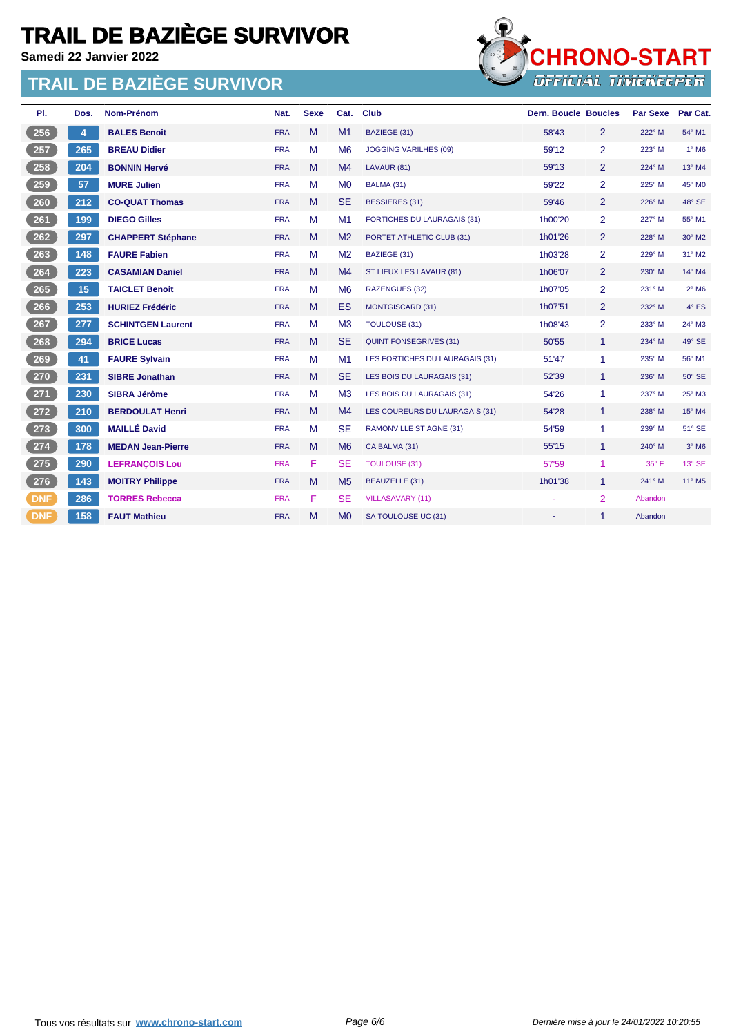# TRAIL DE BAZIÈGE SURVIVOR

**Samedi 22 Janvier 2022**

## TRAIL DE BAZIÈGE SURVIVOR

| Pl. | Dos. | Nom-Prénom | Nat. | Sexe | Cat. | Club | Dern. Boucle | Boucles | Par Sexe | Par Cat. |
|---|---|---|---|---|---|---|---|---|---|---|
| 256 | 4 | **BALES Benoit** | FRA | M | M1 | BAZIEGE (31) | 58'43 | 2 | 222° M | 54° M1 |
| 257 | 265 | **BREAU Didier** | FRA | M | M6 | JOGGING VARILHES (09) | 59'12 | 2 | 223° M | 1° M6 |
| 258 | 204 | **BONNIN Hervé** | FRA | M | M4 | LAVAUR (81) | 59'13 | 2 | 224° M | 13° M4 |
| 259 | 57 | **MURE Julien** | FRA | M | M0 | BALMA (31) | 59'22 | 2 | 225° M | 45° M0 |
| 260 | 212 | **CO-QUAT Thomas** | FRA | M | SE | BESSIERES (31) | 59'46 | 2 | 226° M | 48° SE |
| 261 | 199 | **DIEGO Gilles** | FRA | M | M1 | FORTICHES DU LAURAGAIS (31) | 1h00'20 | 2 | 227° M | 55° M1 |
| 262 | 297 | **CHAPPERT Stéphane** | FRA | M | M2 | PORTET ATHLETIC CLUB (31) | 1h01'26 | 2 | 228° M | 30° M2 |
| 263 | 148 | **FAURE Fabien** | FRA | M | M2 | BAZIEGE (31) | 1h03'28 | 2 | 229° M | 31° M2 |
| 264 | 223 | **CASAMIAN Daniel** | FRA | M | M4 | ST LIEUX LES LAVAUR (81) | 1h06'07 | 2 | 230° M | 14° M4 |
| 265 | 15 | **TAICLET Benoit** | FRA | M | M6 | RAZENGUES (32) | 1h07'05 | 2 | 231° M | 2° M6 |
| 266 | 253 | **HURIEZ Frédéric** | FRA | M | ES | MONTGISCARD (31) | 1h07'51 | 2 | 232° M | 4° ES |
| 267 | 277 | **SCHINTGEN Laurent** | FRA | M | M3 | TOULOUSE (31) | 1h08'43 | 2 | 233° M | 24° M3 |
| 268 | 294 | **BRICE Lucas** | FRA | M | SE | QUINT FONSEGRIVES (31) | 50'55 | 1 | 234° M | 49° SE |
| 269 | 41 | **FAURE Sylvain** | FRA | M | M1 | LES FORTICHES DU LAURAGAIS (31) | 51'47 | 1 | 235° M | 56° M1 |
| 270 | 231 | **SIBRE Jonathan** | FRA | M | SE | LES BOIS DU LAURAGAIS (31) | 52'39 | 1 | 236° M | 50° SE |
| 271 | 230 | **SIBRA Jérôme** | FRA | M | M3 | LES BOIS DU LAURAGAIS (31) | 54'26 | 1 | 237° M | 25° M3 |
| 272 | 210 | **BERDOULAT Henri** | FRA | M | M4 | LES COUREURS DU LAURAGAIS (31) | 54'28 | 1 | 238° M | 15° M4 |
| 273 | 300 | **MAILLÉ David** | FRA | M | SE | RAMONVILLE ST AGNE (31) | 54'59 | 1 | 239° M | 51° SE |
| 274 | 178 | **MEDAN Jean-Pierre** | FRA | M | M6 | CA BALMA (31) | 55'15 | 1 | 240° M | 3° M6 |
| 275 | 290 | **LEFRANÇOIS Lou** | FRA | F | SE | TOULOUSE (31) | 57'59 | 1 | 35° F | 13° SE |
| 276 | 143 | **MOITRY Philippe** | FRA | M | M5 | BEAUZELLE (31) | 1h01'38 | 1 | 241° M | 11° M5 |
| DNF | 286 | **TORRES Rebecca** | FRA | F | SE | VILLASAVARY (11) | - | 2 | Abandon | |
| DNF | 158 | **FAUT Mathieu** | FRA | M | M0 | SA TOULOUSE UC (31) | - | 1 | Abandon | |

Tous vos résultats sur www.chrono-start.com

*Dernière mise à jour le 24/01/2022 10:20:55*